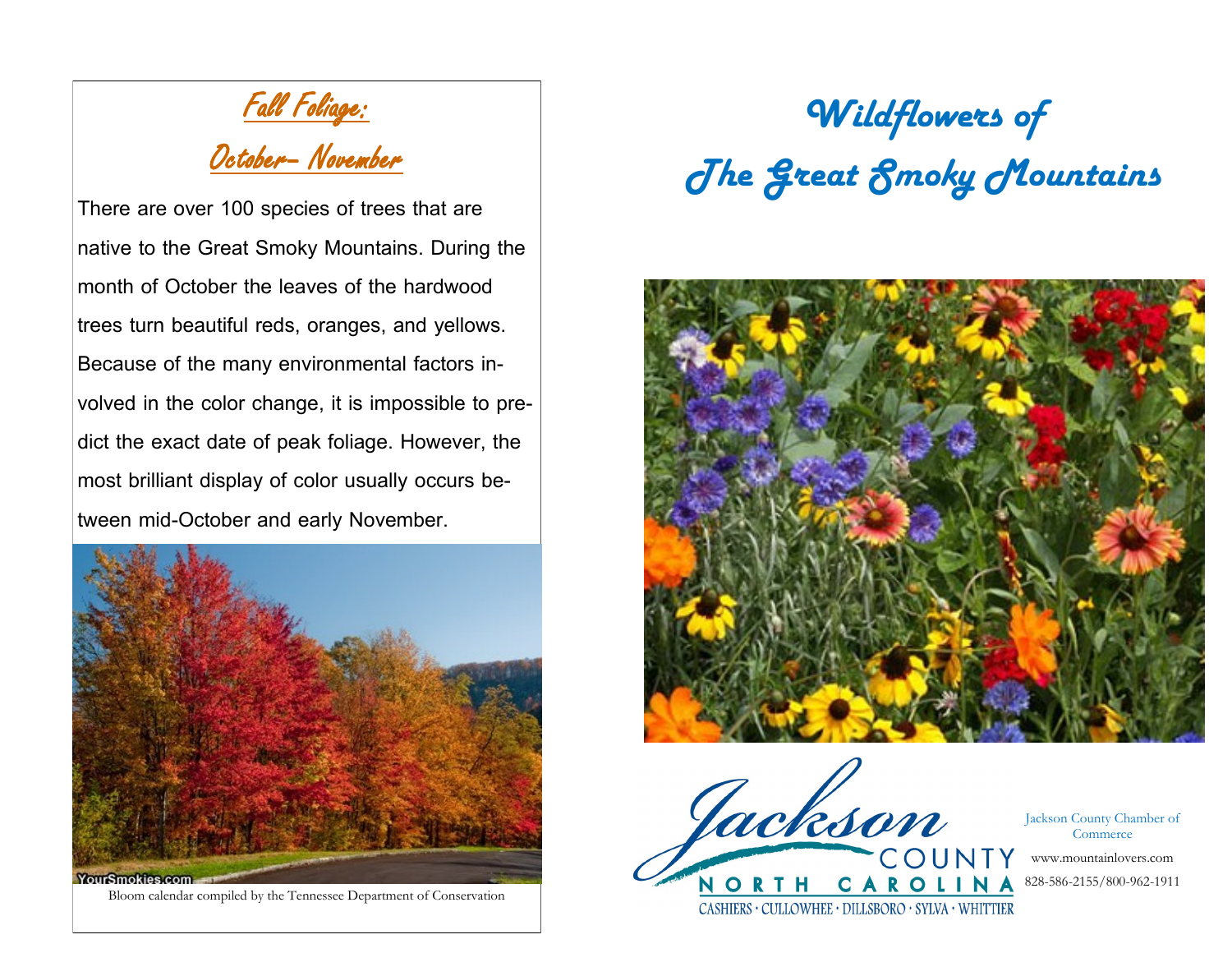## Fall Foliage:

## October– November

There are over 100 species of trees that are native to the Great Smoky Mountains. During the month of October the leaves of the hardwood trees turn beautiful reds, oranges, and yellows. Because of the many environmental factors involved in the color change, it is impossible to predict the exact date of peak foliage. However, the most brilliant display of color usually occurs between mid-October and early November.

YourSmokies.com

Bloom calendar compiled by the Tennessee Department of Conservation

# Wildflowers of The Great Smoky Mountains

Jackson COUNTY NORTH CAROLINA

CASHIERS · CULLOWHEE · DILLSBORO · SYLVA · WHITTIER

Jackson County Chamber of Commerce

www.mountainlovers.com

828-586-2155/800-962-1911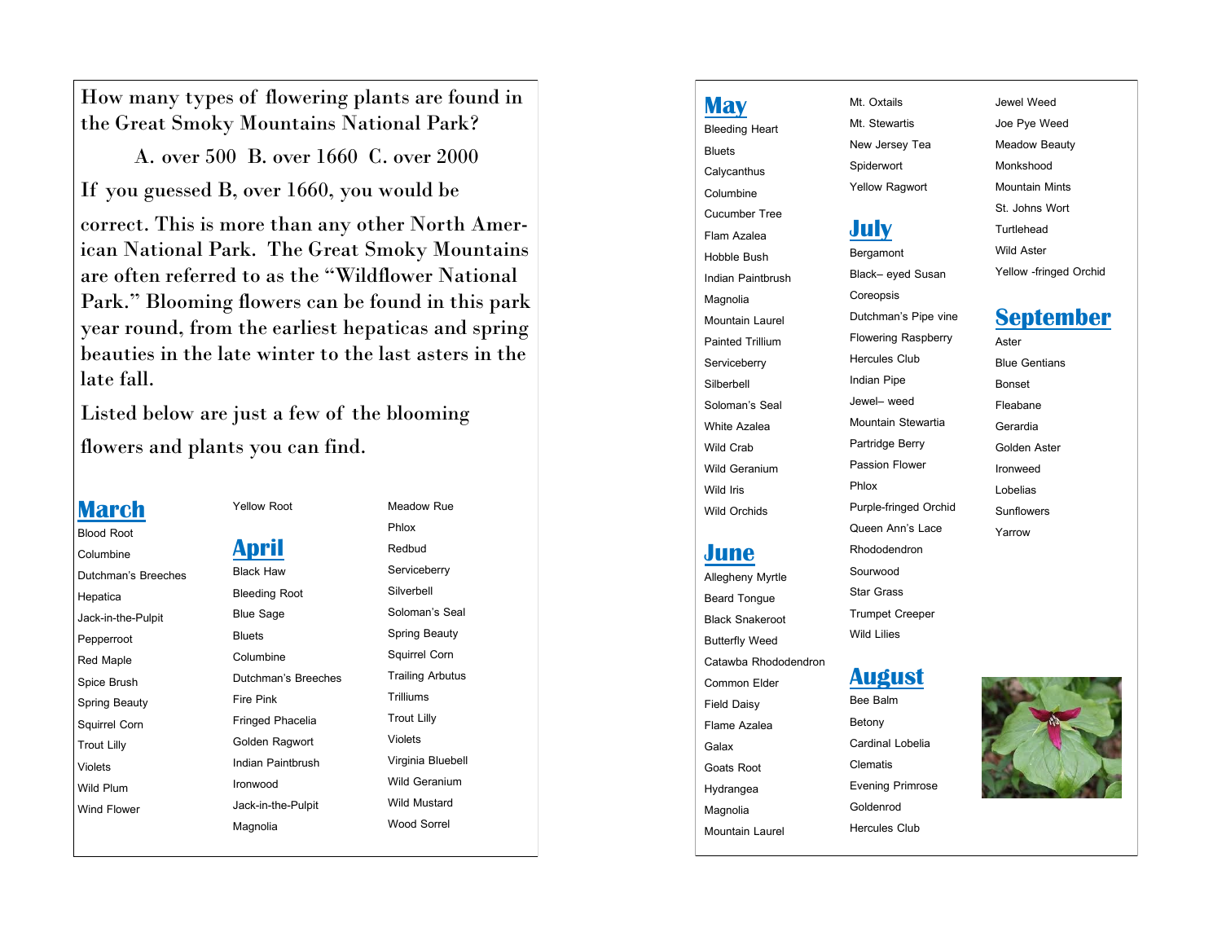How many types of flowering plants are found in the Great Smoky Mountains National Park?

A. over 500 B. over 1660 C. over 2000

If you guessed B, over 1660, you would be correct. This is more than any other North American National Park. The Great Smoky Mountains are often referred to as the "Wildflower National Park." Blooming flowers can be found in this park year round, from the earliest hepaticas and spring beauties in the late winter to the last asters in the late fall.

Listed below are just a few of the blooming flowers and plants you can find.

## March

Blood Root
Columbine
Dutchman's Breeches
Hepatica
Jack-in-the-Pulpit
Pepperroot
Red Maple
Spice Brush
Spring Beauty
Squirrel Corn
Trout Lilly
Violets
Wild Plum
Wind Flower
Yellow Root

## April

Black Haw
Bleeding Root
Blue Sage
Bluets
Columbine
Dutchman's Breeches
Fire Pink
Fringed Phacelia
Golden Ragwort
Indian Paintbrush
Ironwood
Jack-in-the-Pulpit
Magnolia
Meadow Rue
Phlox
Redbud
Serviceberry
Silverbell
Soloman's Seal
Spring Beauty
Squirrel Corn
Trailing Arbutus
Trilliums
Trout Lilly
Violets
Virginia Bluebell
Wild Geranium
Wild Mustard
Wood Sorrel

## May

Bleeding Heart
Bluets
Calycanthus
Columbine
Cucumber Tree
Flam Azalea
Hobble Bush
Indian Paintbrush
Magnolia
Mountain Laurel
Painted Trillium
Serviceberry
Silberbell
Soloman's Seal
White Azalea
Wild Crab
Wild Geranium
Wild Iris
Wild Orchids
Mt. Oxtails
Mt. Stewartis
New Jersey Tea
Spiderwort
Yellow Ragwort

## June

Allegheny Myrtle
Beard Tongue
Black Snakeroot
Butterfly Weed
Catawba Rhododendron
Common Elder
Field Daisy
Flame Azalea
Galax
Goats Root
Hydrangea
Magnolia
Mountain Laurel

## July

Bergamont
Black– eyed Susan
Coreopsis
Dutchman's Pipe vine
Flowering Raspberry
Hercules Club
Indian Pipe
Jewel– weed
Mountain Stewartia
Partridge Berry
Passion Flower
Phlox
Purple-fringed Orchid
Queen Ann's Lace
Rhododendron
Sourwood
Star Grass
Trumpet Creeper
Wild Lilies

## August

Bee Balm
Betony
Cardinal Lobelia
Clematis
Evening Primrose
Goldenrod
Hercules Club
Jewel Weed
Joe Pye Weed
Meadow Beauty
Monkshood
Mountain Mints
St. Johns Wort
Turtlehead
Wild Aster
Yellow -fringed Orchid

## September

Aster
Blue Gentians
Bonset
Fleabane
Gerardia
Golden Aster
Ironweed
Lobelias
Sunflowers
Yarrow